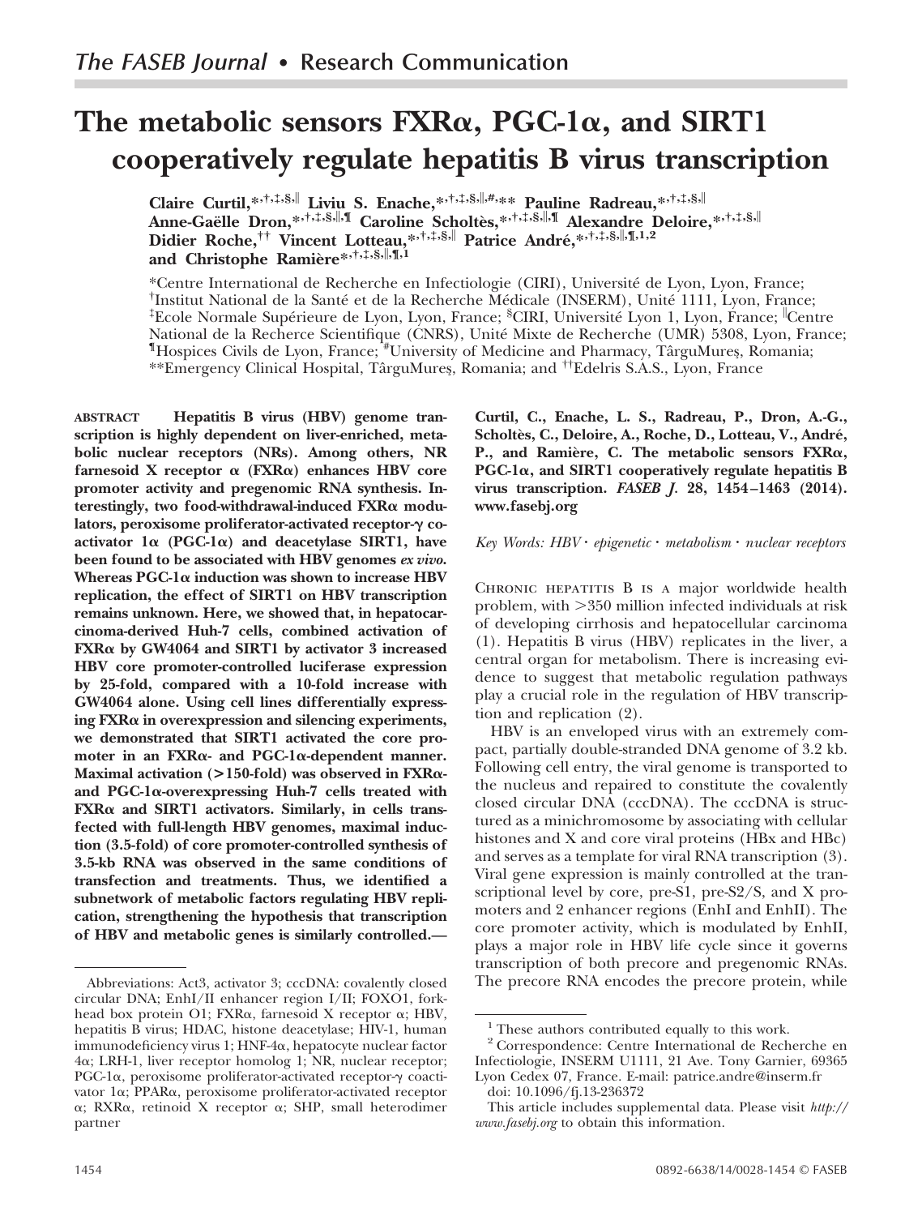# The metabolic sensors FXRα, PGC-1α, and SIRT1 cooperatively regulate hepatitis B virus transcription

**Claire Curtil,**[*,†,‡,§,‖] **Liviu S. Enache,**[*,†,‡,§,‖,#,**] **Pauline Radreau,**[*,†,‡,§,‖] **Anne-Gaëlle Dron,**[*,†,‡,§,‖,¶] **Caroline Scholtès,**[*,†,‡,§,‖,¶] **Alexandre Deloire,**[*,†,‡,§,‖] **Didier Roche,**[††] **Vincent Lotteau,**[*,†,‡,§,‖] **Patrice André,**[*,†,‡,§,‖,¶,1,2] **and Christophe Ramière**[*,†,‡,§,‖,¶,1]

*Centre International de Recherche en Infectiologie (CIRI), Université de Lyon, Lyon, France; †Institut National de la Santé et de la Recherche Médicale (INSERM), Unité 1111, Lyon, France; ‡Ecole Normale Supérieure de Lyon, Lyon, France; §CIRI, Université Lyon 1, Lyon, France; ‖Centre National de la Recherce Scientifique (CNRS), Unité Mixte de Recherche (UMR) 5308, Lyon, France; ¶Hospices Civils de Lyon, France; #University of Medicine and Pharmacy, TârguMureş, Romania; **Emergency Clinical Hospital, TârguMureş, Romania; and ††Edelris S.A.S., Lyon, France

**ABSTRACT** **Hepatitis B virus (HBV) genome transcription is highly dependent on liver-enriched, metabolic nuclear receptors (NRs). Among others, NR farnesoid X receptor α (FXRα) enhances HBV core promoter activity and pregenomic RNA synthesis. Interestingly, two food-withdrawal-induced FXRα modulators, peroxisome proliferator-activated receptor-γ coactivator 1α (PGC-1α) and deacetylase SIRT1, have been found to be associated with HBV genomes *ex vivo*. Whereas PGC-1α induction was shown to increase HBV replication, the effect of SIRT1 on HBV transcription remains unknown. Here, we showed that, in hepatocarcinoma-derived Huh-7 cells, combined activation of FXRα by GW4064 and SIRT1 by activator 3 increased HBV core promoter-controlled luciferase expression by 25-fold, compared with a 10-fold increase with GW4064 alone. Using cell lines differentially expressing FXRα in overexpression and silencing experiments, we demonstrated that SIRT1 activated the core promoter in an FXRα- and PGC-1α-dependent manner. Maximal activation (>150-fold) was observed in FXRα- and PGC-1α-overexpressing Huh-7 cells treated with FXRα and SIRT1 activators. Similarly, in cells transfected with full-length HBV genomes, maximal induction (3.5-fold) of core promoter-controlled synthesis of 3.5-kb RNA was observed in the same conditions of transfection and treatments. Thus, we identified a subnetwork of metabolic factors regulating HBV replication, strengthening the hypothesis that transcription of HBV and metabolic genes is similarly controlled.**—**Curtil, C., Enache, L. S., Radreau, P., Dron, A.-G., Scholtès, C., Deloire, A., Roche, D., Lotteau, V., André, P., and Ramière, C. The metabolic sensors FXRα, PGC-1α, and SIRT1 cooperatively regulate hepatitis B virus transcription. *FASEB J.* 28, 1454–1463 (2014). www.fasebj.org**

*Key Words: HBV · epigenetic · metabolism · nuclear receptors*

Chronic hepatitis B is a major worldwide health problem, with >350 million infected individuals at risk of developing cirrhosis and hepatocellular carcinoma (1). Hepatitis B virus (HBV) replicates in the liver, a central organ for metabolism. There is increasing evidence to suggest that metabolic regulation pathways play a crucial role in the regulation of HBV transcription and replication (2).

HBV is an enveloped virus with an extremely compact, partially double-stranded DNA genome of 3.2 kb. Following cell entry, the viral genome is transported to the nucleus and repaired to constitute the covalently closed circular DNA (cccDNA). The cccDNA is structured as a minichromosome by associating with cellular histones and X and core viral proteins (HBx and HBc) and serves as a template for viral RNA transcription (3). Viral gene expression is mainly controlled at the transcriptional level by core, pre-S1, pre-S2/S, and X promoters and 2 enhancer regions (EnhI and EnhII). The core promoter activity, which is modulated by EnhII, plays a major role in HBV life cycle since it governs transcription of both precore and pregenomic RNAs. The precore RNA encodes the precore protein, while

---

Abbreviations: Act3, activator 3; cccDNA: covalently closed circular DNA; EnhI/II enhancer region I/II; FOXO1, forkhead box protein O1; FXRα, farnesoid X receptor α; HBV, hepatitis B virus; HDAC, histone deacetylase; HIV-1, human immunodeficiency virus 1; HNF-4α, hepatocyte nuclear factor 4α; LRH-1, liver receptor homolog 1; NR, nuclear receptor; PGC-1α, peroxisome proliferator-activated receptor-γ coactivator 1α; PPARα, peroxisome proliferator-activated receptor α; RXRα, retinoid X receptor α; SHP, small heterodimer partner

[1] These authors contributed equally to this work.

[2] Correspondence: Centre International de Recherche en Infectiologie, INSERM U1111, 21 Ave. Tony Garnier, 69365 Lyon Cedex 07, France. E-mail: patrice.andre@inserm.fr

doi: 10.1096/fj.13-236372

This article includes supplemental data. Please visit *http://www.fasebj.org* to obtain this information.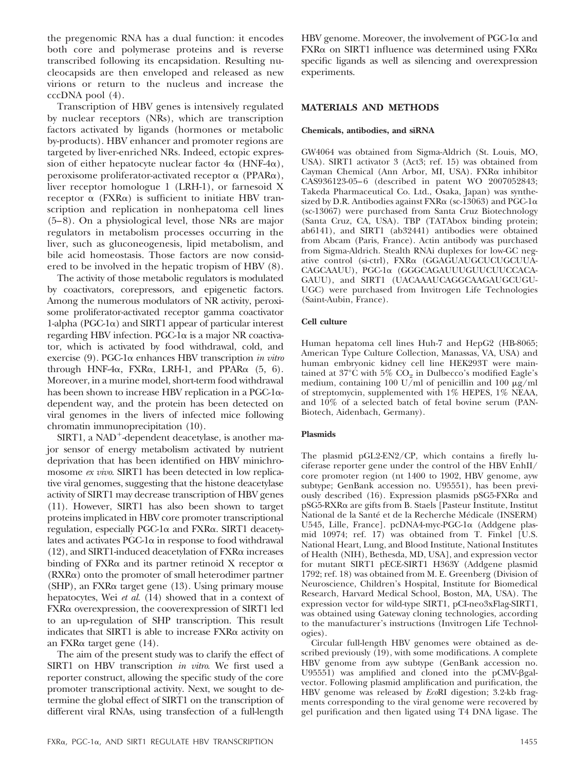the pregenomic RNA has a dual function: it encodes both core and polymerase proteins and is reverse transcribed following its encapsidation. Resulting nucleocapsids are then enveloped and released as new virions or return to the nucleus and increase the cccDNA pool (4).

Transcription of HBV genes is intensively regulated by nuclear receptors (NRs), which are transcription factors activated by ligands (hormones or metabolic by-products). HBV enhancer and promoter regions are targeted by liver-enriched NRs. Indeed, ectopic expression of either hepatocyte nuclear factor 4α (HNF-4α), peroxisome proliferator-activated receptor α (PPARα), liver receptor homologue 1 (LRH-1), or farnesoid X receptor α (FXRα) is sufficient to initiate HBV transcription and replication in nonhepatoma cell lines (5–8). On a physiological level, those NRs are major regulators in metabolism processes occurring in the liver, such as gluconeogenesis, lipid metabolism, and bile acid homeostasis. Those factors are now considered to be involved in the hepatic tropism of HBV (8).

The activity of those metabolic regulators is modulated by coactivators, corepressors, and epigenetic factors. Among the numerous modulators of NR activity, peroxisome proliferator-activated receptor gamma coactivator 1-alpha (PGC-1α) and SIRT1 appear of particular interest regarding HBV infection. PGC-1α is a major NR coactivator, which is activated by food withdrawal, cold, and exercise (9). PGC-1α enhances HBV transcription *in vitro* through HNF-4α, FXRα, LRH-1, and PPARα (5, 6). Moreover, in a murine model, short-term food withdrawal has been shown to increase HBV replication in a PGC-1α-dependent way, and the protein has been detected on viral genomes in the livers of infected mice following chromatin immunoprecipitation (10).

SIRT1, a $NAD^+$-dependent deacetylase, is another major sensor of energy metabolism activated by nutrient deprivation that has been identified on HBV minichromosome *ex vivo*. SIRT1 has been detected in low replicative viral genomes, suggesting that the histone deacetylase activity of SIRT1 may decrease transcription of HBV genes (11). However, SIRT1 has also been shown to target proteins implicated in HBV core promoter transcriptional regulation, especially PGC-1α and FXRα. SIRT1 deacetylates and activates PGC-1α in response to food withdrawal (12), and SIRT1-induced deacetylation of FXRα increases binding of FXRα and its partner retinoid X receptor α (RXRα) onto the promoter of small heterodimer partner (SHP), an FXRα target gene (13). Using primary mouse hepatocytes, Wei *et al.* (14) showed that in a context of FXRα overexpression, the cooverexpression of SIRT1 led to an up-regulation of SHP transcription. This result indicates that SIRT1 is able to increase FXRα activity on an FXRα target gene (14).

The aim of the present study was to clarify the effect of SIRT1 on HBV transcription *in vitro*. We first used a reporter construct, allowing the specific study of the core promoter transcriptional activity. Next, we sought to determine the global effect of SIRT1 on the transcription of different viral RNAs, using transfection of a full-length HBV genome. Moreover, the involvement of PGC-1α and FXRα on SIRT1 influence was determined using FXRα specific ligands as well as silencing and overexpression experiments.

## MATERIALS AND METHODS

### Chemicals, antibodies, and siRNA

GW4064 was obtained from Sigma-Aldrich (St. Louis, MO, USA). SIRT1 activator 3 (Act3; ref. 15) was obtained from Cayman Chemical (Ann Arbor, MI, USA). FXRα inhibitor CAS936123-05–6 (described in patent WO 2007052843; Takeda Pharmaceutical Co. Ltd., Osaka, Japan) was synthesized by D.R. Antibodies against FXRα (sc-13063) and PGC-1α (sc-13067) were purchased from Santa Cruz Biotechnology (Santa Cruz, CA, USA). TBP (TATAbox binding protein; ab6141), and SIRT1 (ab32441) antibodies were obtained from Abcam (Paris, France). Actin antibody was purchased from Sigma-Aldrich. Stealth RNAi duplexes for low-GC negative control (si-ctrl), FXRα (GGAGUAUGCUCUGCUUACAGCAAUU), PGC-1α (GGGCAGAUUUGUUCUUCCACAGAUU), and SIRT1 (UACAAAUCAGGCAAGAUGCUGUUGC) were purchased from Invitrogen Life Technologies (Saint-Aubin, France).

### Cell culture

Human hepatoma cell lines Huh-7 and HepG2 (HB-8065; American Type Culture Collection, Manassas, VA, USA) and human embryonic kidney cell line HEK293T were maintained at 37°C with 5% $CO_2$ in Dulbecco's modified Eagle's medium, containing 100 U/ml of penicillin and 100 μg/ml of streptomycin, supplemented with 1% HEPES, 1% NEAA, and 10% of a selected batch of fetal bovine serum (PAN-Biotech, Aidenbach, Germany).

### Plasmids

The plasmid pGL2-EN2/CP, which contains a firefly luciferase reporter gene under the control of the HBV EnhII/core promoter region (nt 1400 to 1902, HBV genome, ayw subtype; GenBank accession no. U95551), has been previously described (16). Expression plasmids pSG5-FXRα and pSG5-RXRα are gifts from B. Staels [Pasteur Institute, Institut National de la Santé et de la Recherche Médicale (INSERM) U545, Lille, France]. pcDNA4-myc-PGC-1α (Addgene plasmid 10974; ref. 17) was obtained from T. Finkel [U.S. National Heart, Lung, and Blood Institute, National Institutes of Health (NIH), Bethesda, MD, USA], and expression vector for mutant SIRT1 pECE-SIRT1 H363Y (Addgene plasmid 1792; ref. 18) was obtained from M. E. Greenberg (Division of Neuroscience, Children's Hospital, Institute for Biomedical Research, Harvard Medical School, Boston, MA, USA). The expression vector for wild-type SIRT1, pCI-neo3xFlag-SIRT1, was obtained using Gateway cloning technologies, according to the manufacturer's instructions (Invitrogen Life Technologies).

Circular full-length HBV genomes were obtained as described previously (19), with some modifications. A complete HBV genome from ayw subtype (GenBank accession no. U95551) was amplified and cloned into the pCMV-βgal-vector. Following plasmid amplification and purification, the HBV genome was released by *Eco*RI digestion; 3.2-kb fragments corresponding to the viral genome were recovered by gel purification and then ligated using T4 DNA ligase. The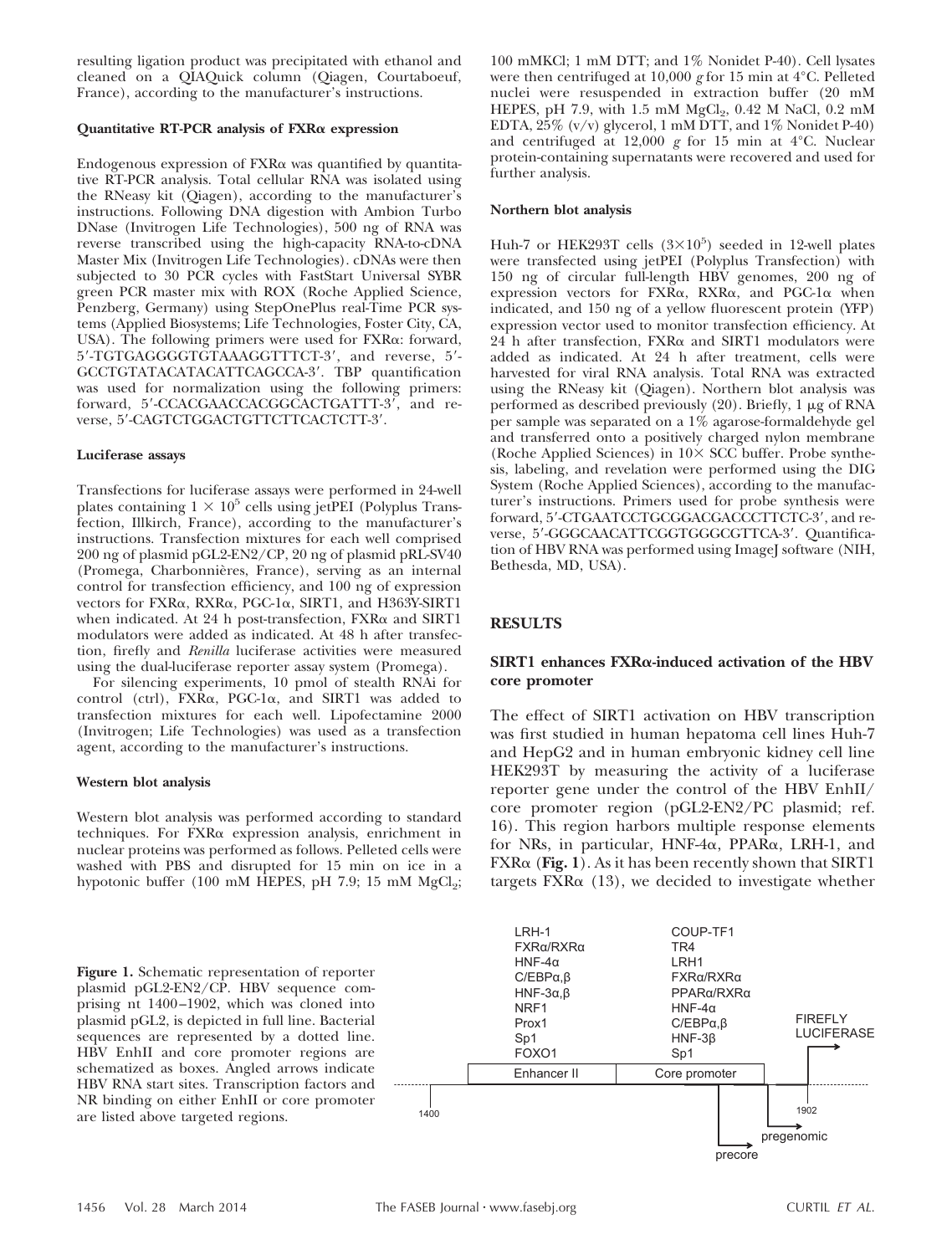resulting ligation product was precipitated with ethanol and cleaned on a QIAQuick column (Qiagen, Courtaboeuf, France), according to the manufacturer's instructions.

#### Quantitative RT-PCR analysis of FXRα expression

Endogenous expression of FXRα was quantified by quantitative RT-PCR analysis. Total cellular RNA was isolated using the RNeasy kit (Qiagen), according to the manufacturer's instructions. Following DNA digestion with Ambion Turbo DNase (Invitrogen Life Technologies), 500 ng of RNA was reverse transcribed using the high-capacity RNA-to-cDNA Master Mix (Invitrogen Life Technologies). cDNAs were then subjected to 30 PCR cycles with FastStart Universal SYBR green PCR master mix with ROX (Roche Applied Science, Penzberg, Germany) using StepOnePlus real-Time PCR systems (Applied Biosystems; Life Technologies, Foster City, CA, USA). The following primers were used for FXRα: forward, 5′-TGTGAGGGGTGTAAAGGTTTCT-3′, and reverse, 5′-GCCTGTATACATACATTCAGCCA-3′. TBP quantification was used for normalization using the following primers: forward, 5′-CCACGAACCACGGCACTGATTT-3′, and reverse, 5′-CAGTCTGGACTGTTCTTCACTCTT-3′.

#### Luciferase assays

Transfections for luciferase assays were performed in 24-well plates containing $1 \times 10^5$ cells using jetPEI (Polyplus Transfection, Illkirch, France), according to the manufacturer's instructions. Transfection mixtures for each well comprised 200 ng of plasmid pGL2-EN2/CP, 20 ng of plasmid pRL-SV40 (Promega, Charbonnières, France), serving as an internal control for transfection efficiency, and 100 ng of expression vectors for FXRα, RXRα, PGC-1α, SIRT1, and H363Y-SIRT1 when indicated. At 24 h post-transfection, FXRα and SIRT1 modulators were added as indicated. At 48 h after transfection, firefly and *Renilla* luciferase activities were measured using the dual-luciferase reporter assay system (Promega).

For silencing experiments, 10 pmol of stealth RNAi for control (ctrl), FXRα, PGC-1α, and SIRT1 was added to transfection mixtures for each well. Lipofectamine 2000 (Invitrogen; Life Technologies) was used as a transfection agent, according to the manufacturer's instructions.

#### Western blot analysis

Western blot analysis was performed according to standard techniques. For FXRα expression analysis, enrichment in nuclear proteins was performed as follows. Pelleted cells were washed with PBS and disrupted for 15 min on ice in a hypotonic buffer (100 mM HEPES, pH 7.9; 15 mM $MgCl_2$; 100 mMKCl; 1 mM DTT; and 1% Nonidet P-40). Cell lysates were then centrifuged at 10,000 *g* for 15 min at 4°C. Pelleted nuclei were resuspended in extraction buffer (20 mM HEPES, pH 7.9, with 1.5 mM $MgCl_2$, 0.42 M NaCl, 0.2 mM EDTA, 25% (v/v) glycerol, 1 mM DTT, and 1% Nonidet P-40) and centrifuged at 12,000 *g* for 15 min at 4°C. Nuclear protein-containing supernatants were recovered and used for further analysis.

#### Northern blot analysis

Huh-7 or HEK293T cells ($3 \times 10^5$) seeded in 12-well plates were transfected using jetPEI (Polyplus Transfection) with 150 ng of circular full-length HBV genomes, 200 ng of expression vectors for FXRα, RXRα, and PGC-1α when indicated, and 150 ng of a yellow fluorescent protein (YFP) expression vector used to monitor transfection efficiency. At 24 h after transfection, FXRα and SIRT1 modulators were added as indicated. At 24 h after treatment, cells were harvested for viral RNA analysis. Total RNA was extracted using the RNeasy kit (Qiagen). Northern blot analysis was performed as described previously (20). Briefly, 1 μg of RNA per sample was separated on a 1% agarose-formaldehyde gel and transferred onto a positively charged nylon membrane (Roche Applied Sciences) in 10× SCC buffer. Probe synthesis, labeling, and revelation were performed using the DIG System (Roche Applied Sciences), according to the manufacturer's instructions. Primers used for probe synthesis were forward, 5′-CTGAATCCTGCGGACGACCCTTCTC-3′, and reverse, 5′-GGGCAACATTCGGTGGGCGTTCA-3′. Quantification of HBV RNA was performed using ImageJ software (NIH, Bethesda, MD, USA).

## RESULTS

### SIRT1 enhances FXRα-induced activation of the HBV core promoter

The effect of SIRT1 activation on HBV transcription was first studied in human hepatoma cell lines Huh-7 and HepG2 and in human embryonic kidney cell line HEK293T by measuring the activity of a luciferase reporter gene under the control of the HBV EnhII/core promoter region (pGL2-EN2/PC plasmid; ref. 16). This region harbors multiple response elements for NRs, in particular, HNF-4α, PPARα, LRH-1, and FXRα (**Fig. 1**). As it has been recently shown that SIRT1 targets FXRα (13), we decided to investigate whether

**Figure 1.** Schematic representation of reporter plasmid pGL2-EN2/CP. HBV sequence comprising nt 1400–1902, which was cloned into plasmid pGL2, is depicted in full line. Bacterial sequences are represented by a dotted line. HBV EnhII and core promoter regions are schematized as boxes. Angled arrows indicate HBV RNA start sites. Transcription factors and NR binding on either EnhII or core promoter are listed above targeted regions.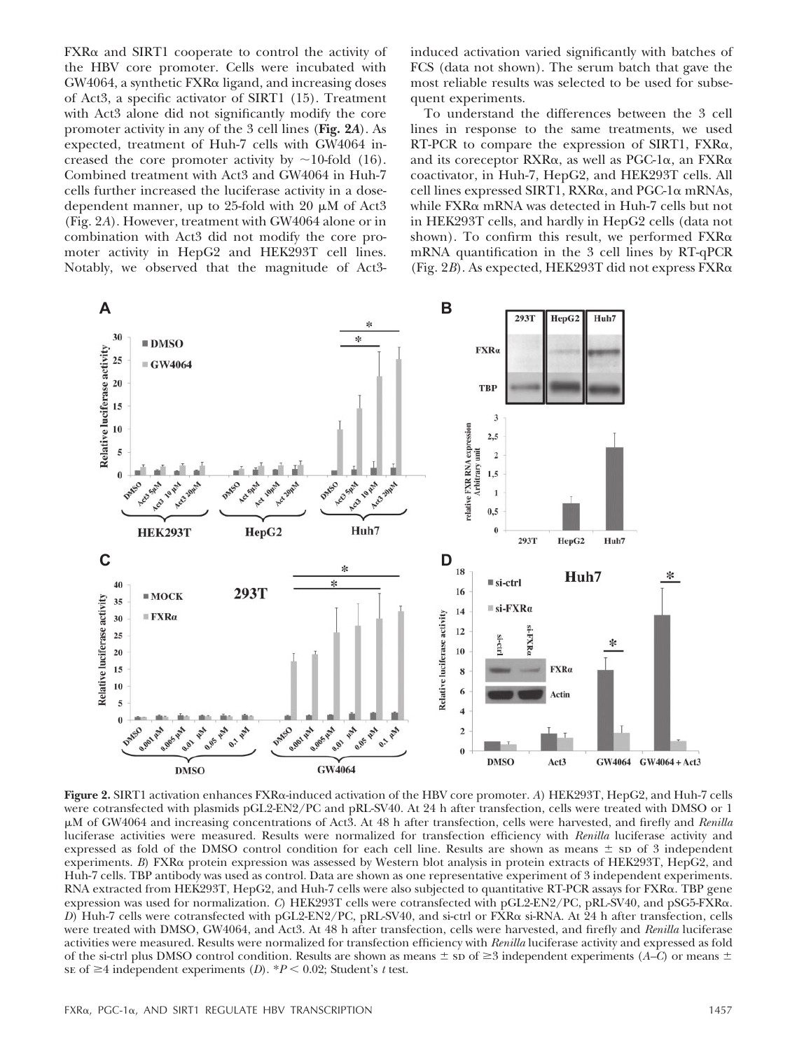FXRα and SIRT1 cooperate to control the activity of the HBV core promoter. Cells were incubated with GW4064, a synthetic FXRα ligand, and increasing doses of Act3, a specific activator of SIRT1 (15). Treatment with Act3 alone did not significantly modify the core promoter activity in any of the 3 cell lines (**Fig. 2A**). As expected, treatment of Huh-7 cells with GW4064 increased the core promoter activity by ~10-fold (16). Combined treatment with Act3 and GW4064 in Huh-7 cells further increased the luciferase activity in a dose-dependent manner, up to 25-fold with 20 μM of Act3 (Fig. 2A). However, treatment with GW4064 alone or in combination with Act3 did not modify the core promoter activity in HepG2 and HEK293T cell lines. Notably, we observed that the magnitude of Act3-induced activation varied significantly with batches of FCS (data not shown). The serum batch that gave the most reliable results was selected to be used for subsequent experiments.

To understand the differences between the 3 cell lines in response to the same treatments, we used RT-PCR to compare the expression of SIRT1, FXRα, and its coreceptor RXRα, as well as PGC-1α, an FXRα coactivator, in Huh-7, HepG2, and HEK293T cells. All cell lines expressed SIRT1, RXRα, and PGC-1α mRNAs, while FXRα mRNA was detected in Huh-7 cells but not in HEK293T cells, and hardly in HepG2 cells (data not shown). To confirm this result, we performed FXRα mRNA quantification in the 3 cell lines by RT-qPCR (Fig. 2B). As expected, HEK293T did not express FXRα

**Figure 2.** SIRT1 activation enhances FXRα-induced activation of the HBV core promoter. *A*) HEK293T, HepG2, and Huh-7 cells were cotransfected with plasmids pGL2-EN2/PC and pRL-SV40. At 24 h after transfection, cells were treated with DMSO or 1 μM of GW4064 and increasing concentrations of Act3. At 48 h after transfection, cells were harvested, and firefly and *Renilla* luciferase activities were measured. Results were normalized for transfection efficiency with *Renilla* luciferase activity and expressed as fold of the DMSO control condition for each cell line. Results are shown as means ± SD of 3 independent experiments. *B*) FXRα protein expression was assessed by Western blot analysis in protein extracts of HEK293T, HepG2, and Huh-7 cells. TBP antibody was used as control. Data are shown as one representative experiment of 3 independent experiments. RNA extracted from HEK293T, HepG2, and Huh-7 cells were also subjected to quantitative RT-PCR assays for FXRα. TBP gene expression was used for normalization. *C*) HEK293T cells were cotransfected with pGL2-EN2/PC, pRL-SV40, and pSG5-FXRα. *D*) Huh-7 cells were cotransfected with pGL2-EN2/PC, pRL-SV40, and si-ctrl or FXRα si-RNA. At 24 h after transfection, cells were treated with DMSO, GW4064, and Act3. At 48 h after transfection, cells were harvested, and firefly and *Renilla* luciferase activities were measured. Results were normalized for transfection efficiency with *Renilla* luciferase activity and expressed as fold of the si-ctrl plus DMSO control condition. Results are shown as means ± SD of ≥3 independent experiments (*A–C*) or means ± SE of ≥4 independent experiments (*D*). $^*P < 0.02$; Student's *t* test.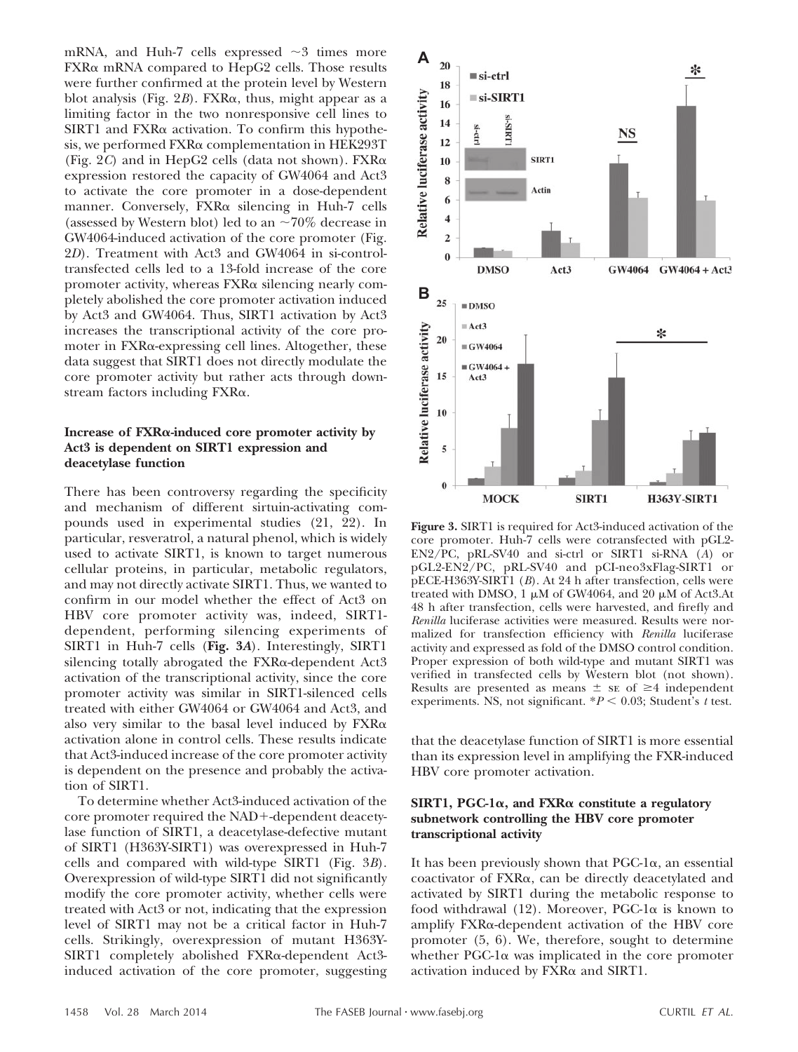mRNA, and Huh-7 cells expressed ~3 times more FXRα mRNA compared to HepG2 cells. Those results were further confirmed at the protein level by Western blot analysis (Fig. 2*B*). FXRα, thus, might appear as a limiting factor in the two nonresponsive cell lines to SIRT1 and FXRα activation. To confirm this hypothesis, we performed FXRα complementation in HEK293T (Fig. 2*C*) and in HepG2 cells (data not shown). FXRα expression restored the capacity of GW4064 and Act3 to activate the core promoter in a dose-dependent manner. Conversely, FXRα silencing in Huh-7 cells (assessed by Western blot) led to an ~70% decrease in GW4064-induced activation of the core promoter (Fig. 2*D*). Treatment with Act3 and GW4064 in si-control-transfected cells led to a 13-fold increase of the core promoter activity, whereas FXRα silencing nearly completely abolished the core promoter activation induced by Act3 and GW4064. Thus, SIRT1 activation by Act3 increases the transcriptional activity of the core promoter in FXRα-expressing cell lines. Altogether, these data suggest that SIRT1 does not directly modulate the core promoter activity but rather acts through downstream factors including FXRα.

### Increase of FXRα-induced core promoter activity by Act3 is dependent on SIRT1 expression and deacetylase function

There has been controversy regarding the specificity and mechanism of different sirtuin-activating compounds used in experimental studies (21, 22). In particular, resveratrol, a natural phenol, which is widely used to activate SIRT1, is known to target numerous cellular proteins, in particular, metabolic regulators, and may not directly activate SIRT1. Thus, we wanted to confirm in our model whether the effect of Act3 on HBV core promoter activity was, indeed, SIRT1-dependent, performing silencing experiments of SIRT1 in Huh-7 cells (**Fig. 3*A***). Interestingly, SIRT1 silencing totally abrogated the FXRα-dependent Act3 activation of the transcriptional activity, since the core promoter activity was similar in SIRT1-silenced cells treated with either GW4064 or GW4064 and Act3, and also very similar to the basal level induced by FXRα activation alone in control cells. These results indicate that Act3-induced increase of the core promoter activity is dependent on the presence and probably the activation of SIRT1.

To determine whether Act3-induced activation of the core promoter required the NAD+-dependent deacetylase function of SIRT1, a deacetylase-defective mutant of SIRT1 (H363Y-SIRT1) was overexpressed in Huh-7 cells and compared with wild-type SIRT1 (Fig. 3*B*). Overexpression of wild-type SIRT1 did not significantly modify the core promoter activity, whether cells were treated with Act3 or not, indicating that the expression level of SIRT1 may not be a critical factor in Huh-7 cells. Strikingly, overexpression of mutant H363Y-SIRT1 completely abolished FXRα-dependent Act3-induced activation of the core promoter, suggesting that the deacetylase function of SIRT1 is more essential than its expression level in amplifying the FXR-induced HBV core promoter activation.

**Figure 3.** SIRT1 is required for Act3-induced activation of the core promoter. Huh-7 cells were cotransfected with pGL2-EN2/PC, pRL-SV40 and si-ctrl or SIRT1 si-RNA (*A*) or pGL2-EN2/PC, pRL-SV40 and pCI-neo3xFlag-SIRT1 or pECE-H363Y-SIRT1 (*B*). At 24 h after transfection, cells were treated with DMSO, 1 μM of GW4064, and 20 μM of Act3. At 48 h after transfection, cells were harvested, and firefly and *Renilla* luciferase activities were measured. Results were normalized for transfection efficiency with *Renilla* luciferase activity and expressed as fold of the DMSO control condition. Proper expression of both wild-type and mutant SIRT1 was verified in transfected cells by Western blot (not shown). Results are presented as means ± SE of ≥4 independent experiments. NS, not significant. $^{*}P < 0.03$; Student's *t* test.

### SIRT1, PGC-1α, and FXRα constitute a regulatory subnetwork controlling the HBV core promoter transcriptional activity

It has been previously shown that PGC-1α, an essential coactivator of FXRα, can be directly deacetylated and activated by SIRT1 during the metabolic response to food withdrawal (12). Moreover, PGC-1α is known to amplify FXRα-dependent activation of the HBV core promoter (5, 6). We, therefore, sought to determine whether PGC-1α was implicated in the core promoter activation induced by FXRα and SIRT1.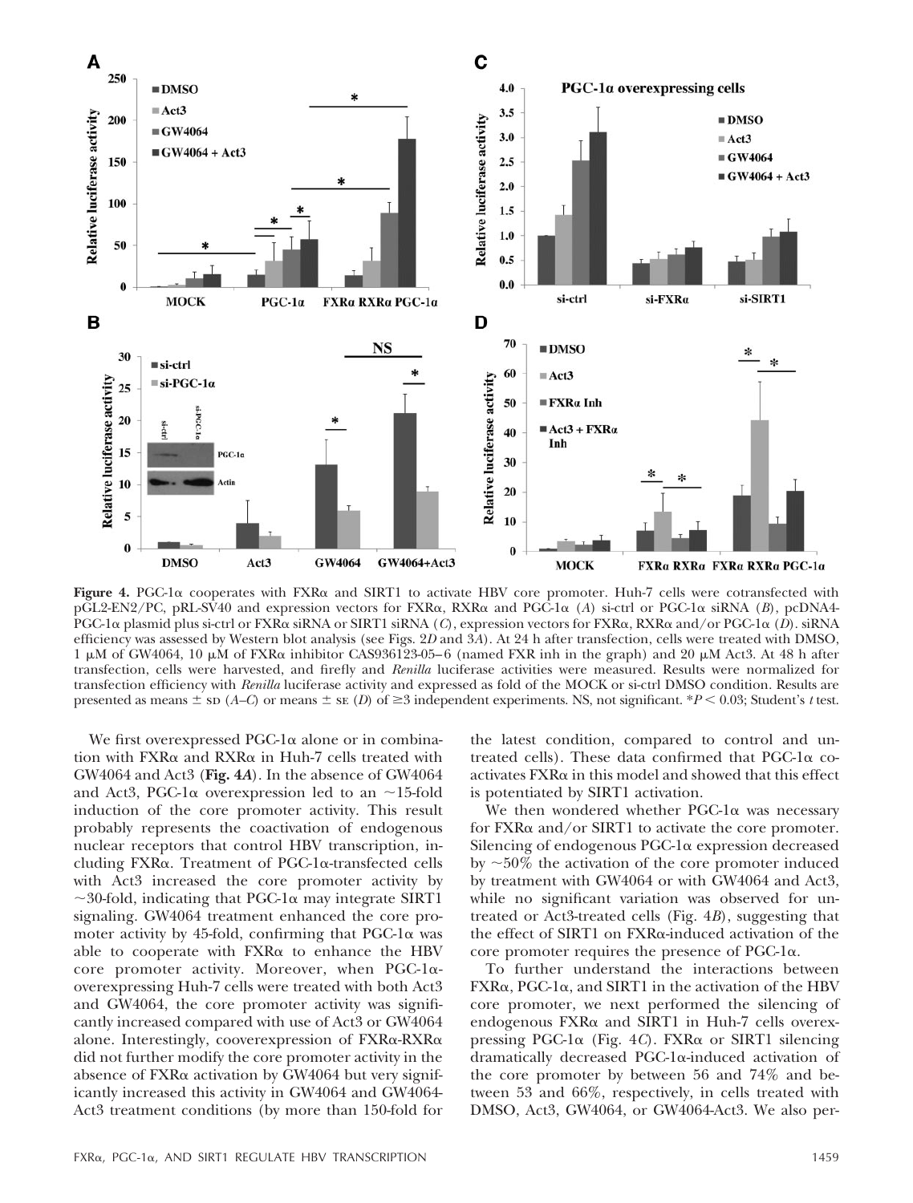**Figure 4.** PGC-1α cooperates with FXRα and SIRT1 to activate HBV core promoter. Huh-7 cells were cotransfected with pGL2-EN2/PC, pRL-SV40 and expression vectors for FXRα, RXRα and PGC-1α (*A*) si-ctrl or PGC-1α siRNA (*B*), pcDNA4-PGC-1α plasmid plus si-ctrl or FXRα siRNA or SIRT1 siRNA (*C*), expression vectors for FXRα, RXRα and/or PGC-1α (*D*). siRNA efficiency was assessed by Western blot analysis (see Figs. 2*D* and 3*A*). At 24 h after transfection, cells were treated with DMSO, 1 μM of GW4064, 10 μM of FXRα inhibitor CAS936123-05–6 (named FXR inh in the graph) and 20 μM Act3. At 48 h after transfection, cells were harvested, and firefly and *Renilla* luciferase activities were measured. Results were normalized for transfection efficiency with *Renilla* luciferase activity and expressed as fold of the MOCK or si-ctrl DMSO condition. Results are presented as means ± SD (*A–C*) or means ± SE (*D*) of ≥3 independent experiments. NS, not significant. *$P < 0.03$; Student's *t* test.

We first overexpressed PGC-1α alone or in combination with FXRα and RXRα in Huh-7 cells treated with GW4064 and Act3 (**Fig. 4A**). In the absence of GW4064 and Act3, PGC-1α overexpression led to an ~15-fold induction of the core promoter activity. This result probably represents the coactivation of endogenous nuclear receptors that control HBV transcription, including FXRα. Treatment of PGC-1α-transfected cells with Act3 increased the core promoter activity by ~30-fold, indicating that PGC-1α may integrate SIRT1 signaling. GW4064 treatment enhanced the core promoter activity by 45-fold, confirming that PGC-1α was able to cooperate with FXRα to enhance the HBV core promoter activity. Moreover, when PGC-1α-overexpressing Huh-7 cells were treated with both Act3 and GW4064, the core promoter activity was significantly increased compared with use of Act3 or GW4064 alone. Interestingly, cooverexpression of FXRα-RXRα did not further modify the core promoter activity in the absence of FXRα activation by GW4064 but very significantly increased this activity in GW4064 and GW4064-Act3 treatment conditions (by more than 150-fold for the latest condition, compared to control and untreated cells). These data confirmed that PGC-1α coactivates FXRα in this model and showed that this effect is potentiated by SIRT1 activation.

We then wondered whether PGC-1α was necessary for FXRα and/or SIRT1 to activate the core promoter. Silencing of endogenous PGC-1α expression decreased by ~50% the activation of the core promoter induced by treatment with GW4064 or with GW4064 and Act3, while no significant variation was observed for untreated or Act3-treated cells (Fig. 4*B*), suggesting that the effect of SIRT1 on FXRα-induced activation of the core promoter requires the presence of PGC-1α.

To further understand the interactions between FXRα, PGC-1α, and SIRT1 in the activation of the HBV core promoter, we next performed the silencing of endogenous FXRα and SIRT1 in Huh-7 cells overexpressing PGC-1α (Fig. 4*C*). FXRα or SIRT1 silencing dramatically decreased PGC-1α-induced activation of the core promoter by between 56 and 74% and between 53 and 66%, respectively, in cells treated with DMSO, Act3, GW4064, or GW4064-Act3. We also per-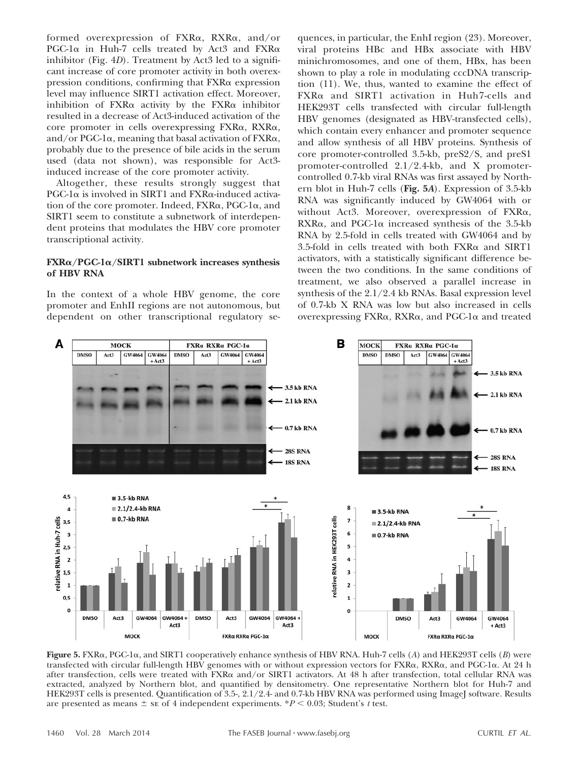formed overexpression of FXRα, RXRα, and/or PGC-1α in Huh-7 cells treated by Act3 and FXRα inhibitor (Fig. 4*D*). Treatment by Act3 led to a significant increase of core promoter activity in both overexpression conditions, confirming that FXRα expression level may influence SIRT1 activation effect. Moreover, inhibition of FXRα activity by the FXRα inhibitor resulted in a decrease of Act3-induced activation of the core promoter in cells overexpressing FXRα, RXRα, and/or PGC-1α, meaning that basal activation of FXRα, probably due to the presence of bile acids in the serum used (data not shown), was responsible for Act3-induced increase of the core promoter activity.

Altogether, these results strongly suggest that PGC-1α is involved in SIRT1 and FXRα-induced activation of the core promoter. Indeed, FXRα, PGC-1α, and SIRT1 seem to constitute a subnetwork of interdependent proteins that modulates the HBV core promoter transcriptional activity.

### FXRα/PGC-1α/SIRT1 subnetwork increases synthesis of HBV RNA

In the context of a whole HBV genome, the core promoter and EnhII regions are not autonomous, but dependent on other transcriptional regulatory sequences, in particular, the EnhI region (23). Moreover, viral proteins HBc and HBx associate with HBV minichromosomes, and one of them, HBx, has been shown to play a role in modulating cccDNA transcription (11). We, thus, wanted to examine the effect of FXRα and SIRT1 activation in Huh7-cells and HEK293T cells transfected with circular full-length HBV genomes (designated as HBV-transfected cells), which contain every enhancer and promoter sequence and allow synthesis of all HBV proteins. Synthesis of core promoter-controlled 3.5-kb, preS2/S, and preS1 promoter-controlled 2.1/2.4-kb, and X promoter-controlled 0.7-kb viral RNAs was first assayed by Northern blot in Huh-7 cells (**Fig. 5*A***). Expression of 3.5-kb RNA was significantly induced by GW4064 with or without Act3. Moreover, overexpression of FXRα, RXRα, and PGC-1α increased synthesis of the 3.5-kb RNA by 2.5-fold in cells treated with GW4064 and by 3.5-fold in cells treated with both FXRα and SIRT1 activators, with a statistically significant difference between the two conditions. In the same conditions of treatment, we also observed a parallel increase in synthesis of the 2.1/2.4 kb RNAs. Basal expression level of 0.7-kb X RNA was low but also increased in cells overexpressing FXRα, RXRα, and PGC-1α and treated

**Figure 5.** FXRα, PGC-1α, and SIRT1 cooperatively enhance synthesis of HBV RNA. Huh-7 cells (*A*) and HEK293T cells (*B*) were transfected with circular full-length HBV genomes with or without expression vectors for FXRα, RXRα, and PGC-1α. At 24 h after transfection, cells were treated with FXRα and/or SIRT1 activators. At 48 h after transfection, total cellular RNA was extracted, analyzed by Northern blot, and quantified by densitometry. One representative Northern blot for Huh-7 and HEK293T cells is presented. Quantification of 3.5-, 2.1/2.4- and 0.7-kb HBV RNA was performed using ImageJ software. Results are presented as means ± SE of 4 independent experiments. $^*P < 0.03$; Student's *t* test.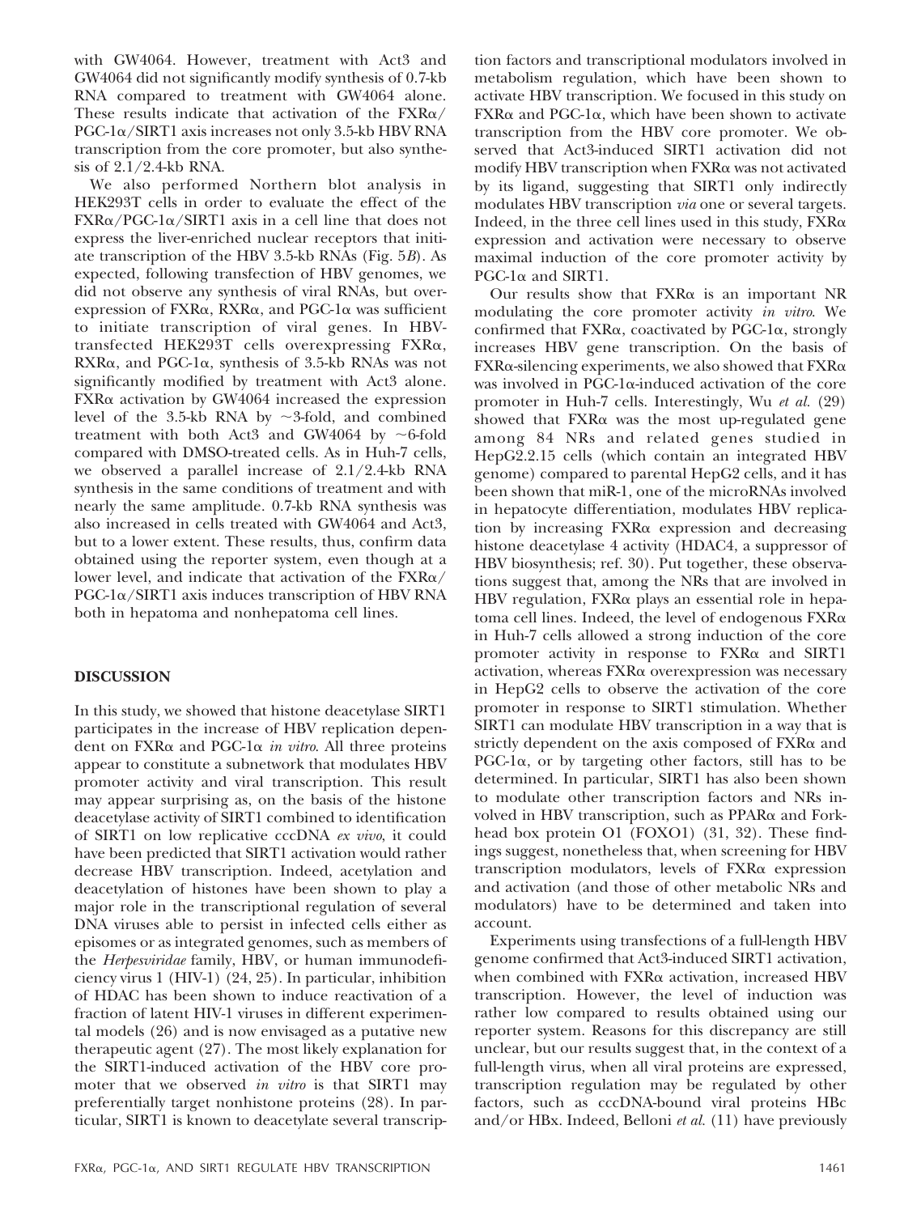with GW4064. However, treatment with Act3 and GW4064 did not significantly modify synthesis of 0.7-kb RNA compared to treatment with GW4064 alone. These results indicate that activation of the FXRα/PGC-1α/SIRT1 axis increases not only 3.5-kb HBV RNA transcription from the core promoter, but also synthesis of 2.1/2.4-kb RNA.

We also performed Northern blot analysis in HEK293T cells in order to evaluate the effect of the FXRα/PGC-1α/SIRT1 axis in a cell line that does not express the liver-enriched nuclear receptors that initiate transcription of the HBV 3.5-kb RNAs (Fig. 5*B*). As expected, following transfection of HBV genomes, we did not observe any synthesis of viral RNAs, but overexpression of FXRα, RXRα, and PGC-1α was sufficient to initiate transcription of viral genes. In HBV-transfected HEK293T cells overexpressing FXRα, RXRα, and PGC-1α, synthesis of 3.5-kb RNAs was not significantly modified by treatment with Act3 alone. FXRα activation by GW4064 increased the expression level of the 3.5-kb RNA by ~3-fold, and combined treatment with both Act3 and GW4064 by ~6-fold compared with DMSO-treated cells. As in Huh-7 cells, we observed a parallel increase of 2.1/2.4-kb RNA synthesis in the same conditions of treatment and with nearly the same amplitude. 0.7-kb RNA synthesis was also increased in cells treated with GW4064 and Act3, but to a lower extent. These results, thus, confirm data obtained using the reporter system, even though at a lower level, and indicate that activation of the FXRα/PGC-1α/SIRT1 axis induces transcription of HBV RNA both in hepatoma and nonhepatoma cell lines.

## DISCUSSION

In this study, we showed that histone deacetylase SIRT1 participates in the increase of HBV replication dependent on FXRα and PGC-1α *in vitro*. All three proteins appear to constitute a subnetwork that modulates HBV promoter activity and viral transcription. This result may appear surprising as, on the basis of the histone deacetylase activity of SIRT1 combined to identification of SIRT1 on low replicative cccDNA *ex vivo*, it could have been predicted that SIRT1 activation would rather decrease HBV transcription. Indeed, acetylation and deacetylation of histones have been shown to play a major role in the transcriptional regulation of several DNA viruses able to persist in infected cells either as episomes or as integrated genomes, such as members of the *Herpesviridae* family, HBV, or human immunodeficiency virus 1 (HIV-1) (24, 25). In particular, inhibition of HDAC has been shown to induce reactivation of a fraction of latent HIV-1 viruses in different experimental models (26) and is now envisaged as a putative new therapeutic agent (27). The most likely explanation for the SIRT1-induced activation of the HBV core promoter that we observed *in vitro* is that SIRT1 may preferentially target nonhistone proteins (28). In particular, SIRT1 is known to deacetylate several transcription factors and transcriptional modulators involved in metabolism regulation, which have been shown to activate HBV transcription. We focused in this study on FXRα and PGC-1α, which have been shown to activate transcription from the HBV core promoter. We observed that Act3-induced SIRT1 activation did not modify HBV transcription when FXRα was not activated by its ligand, suggesting that SIRT1 only indirectly modulates HBV transcription *via* one or several targets. Indeed, in the three cell lines used in this study, FXRα expression and activation were necessary to observe maximal induction of the core promoter activity by PGC-1α and SIRT1.

Our results show that FXRα is an important NR modulating the core promoter activity *in vitro*. We confirmed that FXRα, coactivated by PGC-1α, strongly increases HBV gene transcription. On the basis of FXRα-silencing experiments, we also showed that FXRα was involved in PGC-1α-induced activation of the core promoter in Huh-7 cells. Interestingly, Wu *et al.* (29) showed that FXRα was the most up-regulated gene among 84 NRs and related genes studied in HepG2.2.15 cells (which contain an integrated HBV genome) compared to parental HepG2 cells, and it has been shown that miR-1, one of the microRNAs involved in hepatocyte differentiation, modulates HBV replication by increasing FXRα expression and decreasing histone deacetylase 4 activity (HDAC4, a suppressor of HBV biosynthesis; ref. 30). Put together, these observations suggest that, among the NRs that are involved in HBV regulation, FXRα plays an essential role in hepatoma cell lines. Indeed, the level of endogenous FXRα in Huh-7 cells allowed a strong induction of the core promoter activity in response to FXRα and SIRT1 activation, whereas FXRα overexpression was necessary in HepG2 cells to observe the activation of the core promoter in response to SIRT1 stimulation. Whether SIRT1 can modulate HBV transcription in a way that is strictly dependent on the axis composed of FXRα and PGC-1α, or by targeting other factors, still has to be determined. In particular, SIRT1 has also been shown to modulate other transcription factors and NRs involved in HBV transcription, such as PPARα and Forkhead box protein O1 (FOXO1) (31, 32). These findings suggest, nonetheless that, when screening for HBV transcription modulators, levels of FXRα expression and activation (and those of other metabolic NRs and modulators) have to be determined and taken into account.

Experiments using transfections of a full-length HBV genome confirmed that Act3-induced SIRT1 activation, when combined with FXRα activation, increased HBV transcription. However, the level of induction was rather low compared to results obtained using our reporter system. Reasons for this discrepancy are still unclear, but our results suggest that, in the context of a full-length virus, when all viral proteins are expressed, transcription regulation may be regulated by other factors, such as cccDNA-bound viral proteins HBc and/or HBx. Indeed, Belloni *et al.* (11) have previously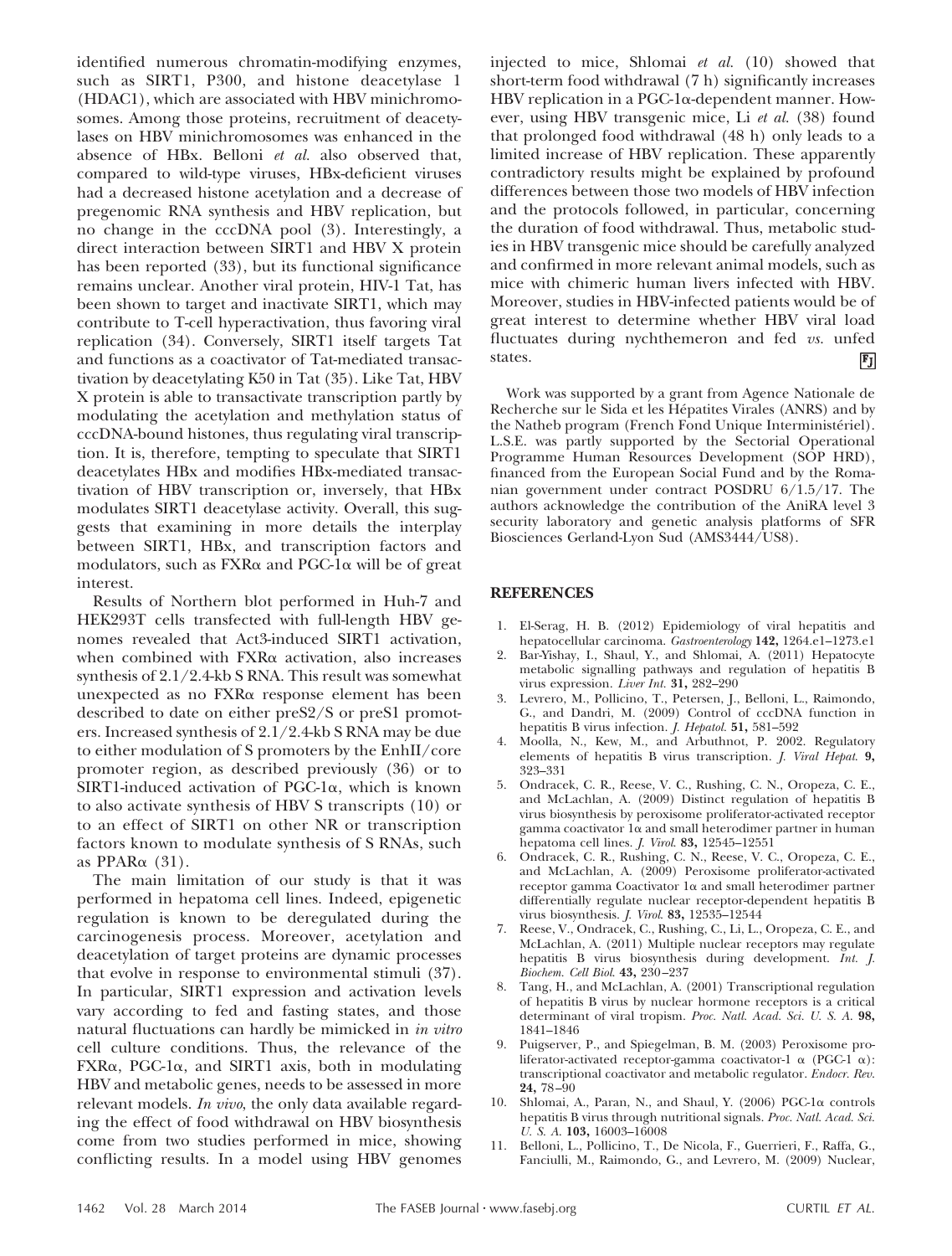identified numerous chromatin-modifying enzymes, such as SIRT1, P300, and histone deacetylase 1 (HDAC1), which are associated with HBV minichromosomes. Among those proteins, recruitment of deacetylases on HBV minichromosomes was enhanced in the absence of HBx. Belloni *et al.* also observed that, compared to wild-type viruses, HBx-deficient viruses had a decreased histone acetylation and a decrease of pregenomic RNA synthesis and HBV replication, but no change in the cccDNA pool (3). Interestingly, a direct interaction between SIRT1 and HBV X protein has been reported (33), but its functional significance remains unclear. Another viral protein, HIV-1 Tat, has been shown to target and inactivate SIRT1, which may contribute to T-cell hyperactivation, thus favoring viral replication (34). Conversely, SIRT1 itself targets Tat and functions as a coactivator of Tat-mediated transactivation by deacetylating K50 in Tat (35). Like Tat, HBV X protein is able to transactivate transcription partly by modulating the acetylation and methylation status of cccDNA-bound histones, thus regulating viral transcription. It is, therefore, tempting to speculate that SIRT1 deacetylates HBx and modifies HBx-mediated transactivation of HBV transcription or, inversely, that HBx modulates SIRT1 deacetylase activity. Overall, this suggests that examining in more details the interplay between SIRT1, HBx, and transcription factors and modulators, such as FXRα and PGC-1α will be of great interest.

Results of Northern blot performed in Huh-7 and HEK293T cells transfected with full-length HBV genomes revealed that Act3-induced SIRT1 activation, when combined with FXRα activation, also increases synthesis of 2.1/2.4-kb S RNA. This result was somewhat unexpected as no FXRα response element has been described to date on either preS2/S or preS1 promoters. Increased synthesis of 2.1/2.4-kb S RNA may be due to either modulation of S promoters by the EnhII/core promoter region, as described previously (36) or to SIRT1-induced activation of PGC-1α, which is known to also activate synthesis of HBV S transcripts (10) or to an effect of SIRT1 on other NR or transcription factors known to modulate synthesis of S RNAs, such as PPARα (31).

The main limitation of our study is that it was performed in hepatoma cell lines. Indeed, epigenetic regulation is known to be deregulated during the carcinogenesis process. Moreover, acetylation and deacetylation of target proteins are dynamic processes that evolve in response to environmental stimuli (37). In particular, SIRT1 expression and activation levels vary according to fed and fasting states, and those natural fluctuations can hardly be mimicked in *in vitro* cell culture conditions. Thus, the relevance of the FXRα, PGC-1α, and SIRT1 axis, both in modulating HBV and metabolic genes, needs to be assessed in more relevant models. *In vivo*, the only data available regarding the effect of food withdrawal on HBV biosynthesis come from two studies performed in mice, showing conflicting results. In a model using HBV genomes injected to mice, Shlomai *et al.* (10) showed that short-term food withdrawal (7 h) significantly increases HBV replication in a PGC-1α-dependent manner. However, using HBV transgenic mice, Li *et al.* (38) found that prolonged food withdrawal (48 h) only leads to a limited increase of HBV replication. These apparently contradictory results might be explained by profound differences between those two models of HBV infection and the protocols followed, in particular, concerning the duration of food withdrawal. Thus, metabolic studies in HBV transgenic mice should be carefully analyzed and confirmed in more relevant animal models, such as mice with chimeric human livers infected with HBV. Moreover, studies in HBV-infected patients would be of great interest to determine whether HBV viral load fluctuates during nychthemeron and fed *vs.* unfed states.

Work was supported by a grant from Agence Nationale de Recherche sur le Sida et les Hépatites Virales (ANRS) and by the Natheb program (French Fond Unique Interministériel). L.S.E. was partly supported by the Sectorial Operational Programme Human Resources Development (SOP HRD), financed from the European Social Fund and by the Romanian government under contract POSDRU 6/1.5/17. The authors acknowledge the contribution of the AniRA level 3 security laboratory and genetic analysis platforms of SFR Biosciences Gerland-Lyon Sud (AMS3444/US8).

## REFERENCES

1. El-Serag, H. B. (2012) Epidemiology of viral hepatitis and hepatocellular carcinoma. *Gastroenterology* **142,** 1264.e1–1273.e1
2. Bar-Yishay, I., Shaul, Y., and Shlomai, A. (2011) Hepatocyte metabolic signalling pathways and regulation of hepatitis B virus expression. *Liver Int.* **31,** 282–290
3. Levrero, M., Pollicino, T., Petersen, J., Belloni, L., Raimondo, G., and Dandri, M. (2009) Control of cccDNA function in hepatitis B virus infection. *J. Hepatol.* **51,** 581–592
4. Moolla, N., Kew, M., and Arbuthnot, P. 2002. Regulatory elements of hepatitis B virus transcription. *J. Viral Hepat.* **9,** 323–331
5. Ondracek, C. R., Reese, V. C., Rushing, C. N., Oropeza, C. E., and McLachlan, A. (2009) Distinct regulation of hepatitis B virus biosynthesis by peroxisome proliferator-activated receptor gamma coactivator 1α and small heterodimer partner in human hepatoma cell lines. *J. Virol.* **83,** 12545–12551
6. Ondracek, C. R., Rushing, C. N., Reese, V. C., Oropeza, C. E., and McLachlan, A. (2009) Peroxisome proliferator-activated receptor gamma Coactivator 1α and small heterodimer partner differentially regulate nuclear receptor-dependent hepatitis B virus biosynthesis. *J. Virol.* **83,** 12535–12544
7. Reese, V., Ondracek, C., Rushing, C., Li, L., Oropeza, C. E., and McLachlan, A. (2011) Multiple nuclear receptors may regulate hepatitis B virus biosynthesis during development. *Int. J. Biochem. Cell Biol.* **43,** 230–237
8. Tang, H., and McLachlan, A. (2001) Transcriptional regulation of hepatitis B virus by nuclear hormone receptors is a critical determinant of viral tropism. *Proc. Natl. Acad. Sci. U. S. A.* **98,** 1841–1846
9. Puigserver, P., and Spiegelman, B. M. (2003) Peroxisome proliferator-activated receptor-gamma coactivator-1 α (PGC-1 α): transcriptional coactivator and metabolic regulator. *Endocr. Rev.* **24,** 78–90
10. Shlomai, A., Paran, N., and Shaul, Y. (2006) PGC-1α controls hepatitis B virus through nutritional signals. *Proc. Natl. Acad. Sci. U. S. A.* **103,** 16003–16008
11. Belloni, L., Pollicino, T., De Nicola, F., Guerrieri, F., Raffa, G., Fanciulli, M., Raimondo, G., and Levrero, M. (2009) Nuclear,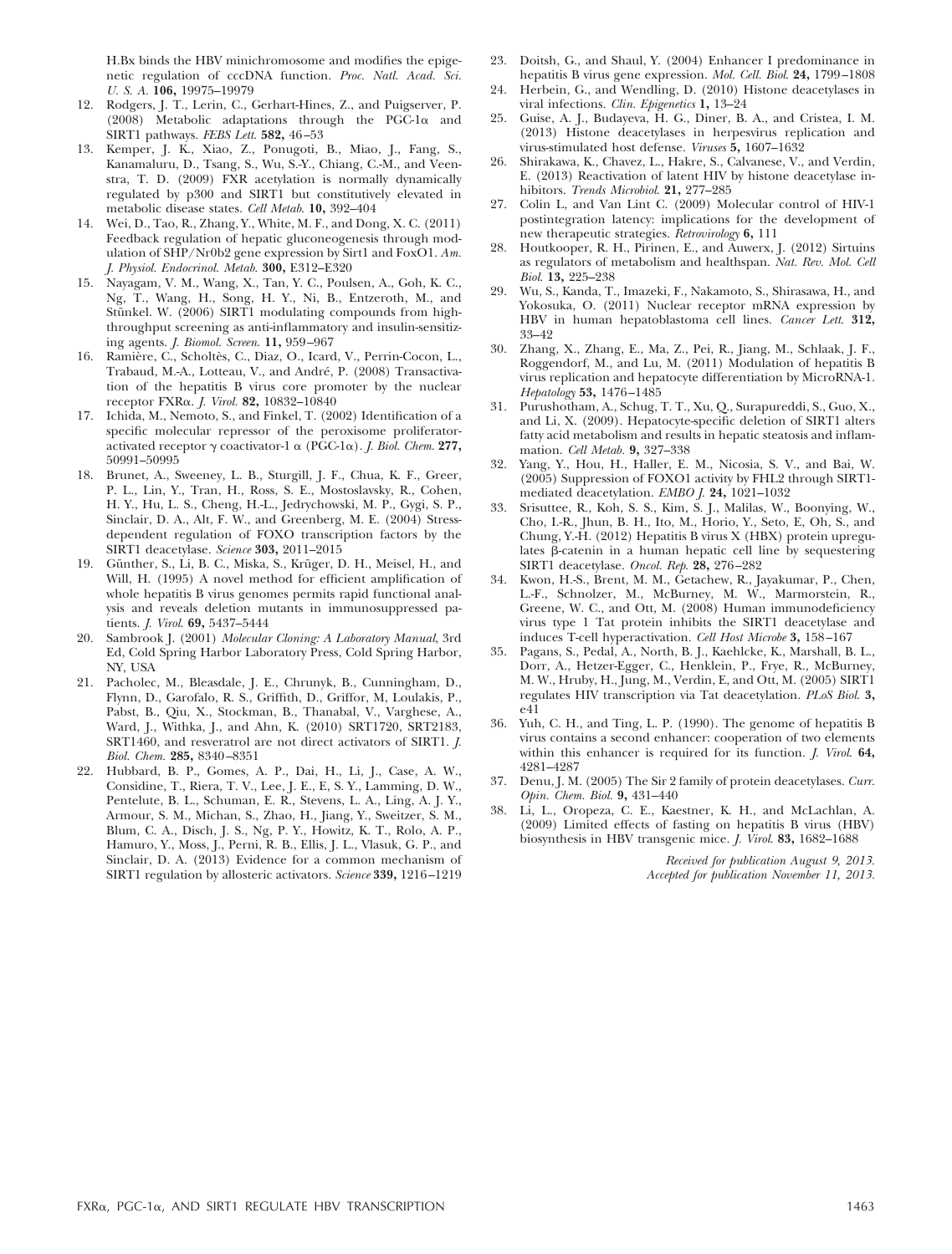H.Bx binds the HBV minichromosome and modifies the epigenetic regulation of cccDNA function. *Proc. Natl. Acad. Sci. U. S. A.* **106,** 19975–19979

12. Rodgers, J. T., Lerin, C., Gerhart-Hines, Z., and Puigserver, P. (2008) Metabolic adaptations through the PGC-1α and SIRT1 pathways. *FEBS Lett.* **582,** 46–53
13. Kemper, J. K., Xiao, Z., Ponugoti, B., Miao, J., Fang, S., Kanamaluru, D., Tsang, S., Wu, S.-Y., Chiang, C.-M., and Veenstra, T. D. (2009) FXR acetylation is normally dynamically regulated by p300 and SIRT1 but constitutively elevated in metabolic disease states. *Cell Metab.* **10,** 392–404
14. Wei, D., Tao, R., Zhang, Y., White, M. F., and Dong, X. C. (2011) Feedback regulation of hepatic gluconeogenesis through modulation of SHP/Nr0b2 gene expression by Sirt1 and FoxO1. *Am. J. Physiol. Endocrinol. Metab.* **300,** E312–E320
15. Nayagam, V. M., Wang, X., Tan, Y. C., Poulsen, A., Goh, K. C., Ng, T., Wang, H., Song, H. Y., Ni, B., Entzeroth, M., and Stünkel. W. (2006) SIRT1 modulating compounds from high-throughput screening as anti-inflammatory and insulin-sensitizing agents. *J. Biomol. Screen.* **11,** 959–967
16. Ramière, C., Scholtès, C., Diaz, O., Icard, V., Perrin-Cocon, L., Trabaud, M.-A., Lotteau, V., and André, P. (2008) Transactivation of the hepatitis B virus core promoter by the nuclear receptor FXRα. *J. Virol.* **82,** 10832–10840
17. Ichida, M., Nemoto, S., and Finkel, T. (2002) Identification of a specific molecular repressor of the peroxisome proliferator-activated receptor γ coactivator-1 α (PGC-1α). *J. Biol. Chem.* **277,** 50991–50995
18. Brunet, A., Sweeney, L. B., Sturgill, J. F., Chua, K. F., Greer, P. L., Lin, Y., Tran, H., Ross, S. E., Mostoslavsky, R., Cohen, H. Y., Hu, L. S., Cheng, H.-L., Jedrychowski, M. P., Gygi, S. P., Sinclair, D. A., Alt, F. W., and Greenberg, M. E. (2004) Stress-dependent regulation of FOXO transcription factors by the SIRT1 deacetylase. *Science* **303,** 2011–2015
19. Günther, S., Li, B. C., Miska, S., Krüger, D. H., Meisel, H., and Will, H. (1995) A novel method for efficient amplification of whole hepatitis B virus genomes permits rapid functional analysis and reveals deletion mutants in immunosuppressed patients. *J. Virol.* **69,** 5437–5444
20. Sambrook J. (2001) *Molecular Cloning: A Laboratory Manual*, 3rd Ed, Cold Spring Harbor Laboratory Press, Cold Spring Harbor, NY, USA
21. Pacholec, M., Bleasdale, J. E., Chrunyk, B., Cunningham, D., Flynn, D., Garofalo, R. S., Griffith, D., Griffor, M, Loulakis, P., Pabst, B., Qiu, X., Stockman, B., Thanabal, V., Varghese, A., Ward, J., Withka, J., and Ahn, K. (2010) SRT1720, SRT2183, SRT1460, and resveratrol are not direct activators of SIRT1. *J. Biol. Chem.* **285,** 8340–8351
22. Hubbard, B. P., Gomes, A. P., Dai, H., Li, J., Case, A. W., Considine, T., Riera, T. V., Lee, J. E., E, S. Y., Lamming, D. W., Pentelute, B. L., Schuman, E. R., Stevens, L. A., Ling, A. J. Y., Armour, S. M., Michan, S., Zhao, H., Jiang, Y., Sweitzer, S. M., Blum, C. A., Disch, J. S., Ng, P. Y., Howitz, K. T., Rolo, A. P., Hamuro, Y., Moss, J., Perni, R. B., Ellis, J. L., Vlasuk, G. P., and Sinclair, D. A. (2013) Evidence for a common mechanism of SIRT1 regulation by allosteric activators. *Science* **339,** 1216–1219
23. Doitsh, G., and Shaul, Y. (2004) Enhancer I predominance in hepatitis B virus gene expression. *Mol. Cell. Biol.* **24,** 1799–1808
24. Herbein, G., and Wendling, D. (2010) Histone deacetylases in viral infections. *Clin. Epigenetics* **1,** 13–24
25. Guise, A. J., Budayeva, H. G., Diner, B. A., and Cristea, I. M. (2013) Histone deacetylases in herpesvirus replication and virus-stimulated host defense. *Viruses* **5,** 1607–1632
26. Shirakawa, K., Chavez, L., Hakre, S., Calvanese, V., and Verdin, E. (2013) Reactivation of latent HIV by histone deacetylase inhibitors. *Trends Microbiol.* **21,** 277–285
27. Colin L, and Van Lint C. (2009) Molecular control of HIV-1 postintegration latency: implications for the development of new therapeutic strategies. *Retrovirology* **6,** 111
28. Houtkooper, R. H., Pirinen, E., and Auwerx, J. (2012) Sirtuins as regulators of metabolism and healthspan. *Nat. Rev. Mol. Cell Biol.* **13,** 225–238
29. Wu, S., Kanda, T., Imazeki, F., Nakamoto, S., Shirasawa, H., and Yokosuka, O. (2011) Nuclear receptor mRNA expression by HBV in human hepatoblastoma cell lines. *Cancer Lett.* **312,** 33–42
30. Zhang, X., Zhang, E., Ma, Z., Pei, R., Jiang, M., Schlaak, J. F., Roggendorf, M., and Lu, M. (2011) Modulation of hepatitis B virus replication and hepatocyte differentiation by MicroRNA-1. *Hepatology* **53,** 1476–1485
31. Purushotham, A., Schug, T. T., Xu, Q., Surapureddi, S., Guo, X., and Li, X. (2009). Hepatocyte-specific deletion of SIRT1 alters fatty acid metabolism and results in hepatic steatosis and inflammation. *Cell Metab.* **9,** 327–338
32. Yang, Y., Hou, H., Haller, E. M., Nicosia, S. V., and Bai, W. (2005) Suppression of FOXO1 activity by FHL2 through SIRT1-mediated deacetylation. *EMBO J.* **24,** 1021–1032
33. Srisuttee, R., Koh, S. S., Kim, S. J., Malilas, W., Boonying, W., Cho, I.-R., Jhun, B. H., Ito, M., Horio, Y., Seto, E, Oh, S., and Chung, Y.-H. (2012) Hepatitis B virus X (HBX) protein upregulates β-catenin in a human hepatic cell line by sequestering SIRT1 deacetylase. *Oncol. Rep.* **28,** 276–282
34. Kwon, H.-S., Brent, M. M., Getachew, R., Jayakumar, P., Chen, L.-F., Schnolzer, M., McBurney, M. W., Marmorstein, R., Greene, W. C., and Ott, M. (2008) Human immunodeficiency virus type 1 Tat protein inhibits the SIRT1 deacetylase and induces T-cell hyperactivation. *Cell Host Microbe* **3,** 158–167
35. Pagans, S., Pedal, A., North, B. J., Kaehlcke, K., Marshall, B. L., Dorr, A., Hetzer-Egger, C., Henklein, P., Frye, R., McBurney, M. W., Hruby, H., Jung, M., Verdin, E, and Ott, M. (2005) SIRT1 regulates HIV transcription via Tat deacetylation. *PLoS Biol.* **3,** e41
36. Yuh, C. H., and Ting, L. P. (1990). The genome of hepatitis B virus contains a second enhancer: cooperation of two elements within this enhancer is required for its function. *J. Virol.* **64,** 4281–4287
37. Denu, J. M. (2005) The Sir 2 family of protein deacetylases. *Curr. Opin. Chem. Biol.* **9,** 431–440
38. Li, L., Oropeza, C. E., Kaestner, K. H., and McLachlan, A. (2009) Limited effects of fasting on hepatitis B virus (HBV) biosynthesis in HBV transgenic mice. *J. Virol.* **83,** 1682–1688

*Received for publication August 9, 2013.*
*Accepted for publication November 11, 2013.*